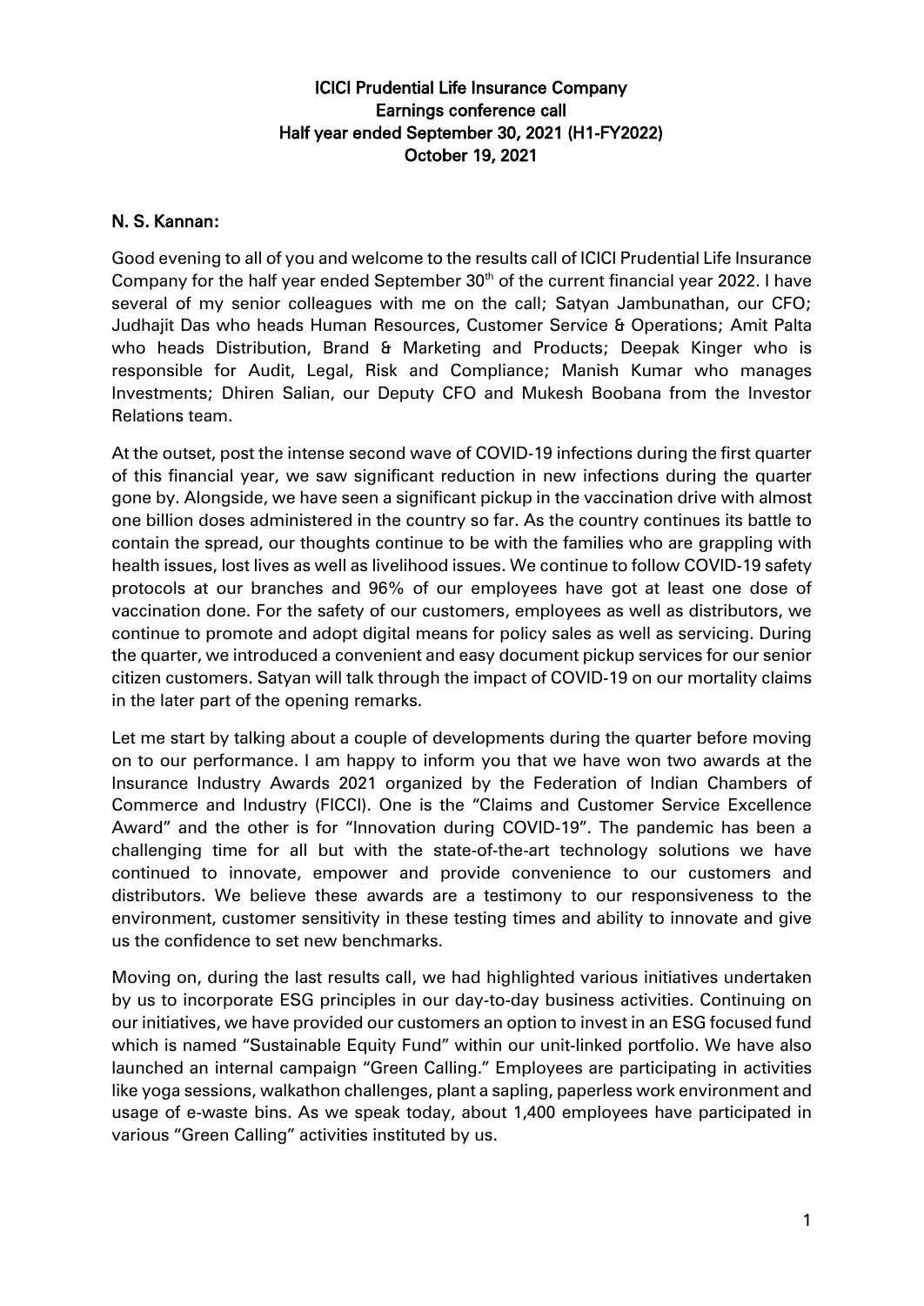# ICICI Prudential Life Insurance Company
## Earnings conference call
## Half year ended September 30, 2021 (H1-FY2022)
## October 19, 2021

**N. S. Kannan:**

Good evening to all of you and welcome to the results call of ICICI Prudential Life Insurance Company for the half year ended September 30th of the current financial year 2022. I have several of my senior colleagues with me on the call; Satyan Jambunathan, our CFO; Judhajit Das who heads Human Resources, Customer Service & Operations; Amit Palta who heads Distribution, Brand & Marketing and Products; Deepak Kinger who is responsible for Audit, Legal, Risk and Compliance; Manish Kumar who manages Investments; Dhiren Salian, our Deputy CFO and Mukesh Boobana from the Investor Relations team.

At the outset, post the intense second wave of COVID-19 infections during the first quarter of this financial year, we saw significant reduction in new infections during the quarter gone by. Alongside, we have seen a significant pickup in the vaccination drive with almost one billion doses administered in the country so far. As the country continues its battle to contain the spread, our thoughts continue to be with the families who are grappling with health issues, lost lives as well as livelihood issues. We continue to follow COVID-19 safety protocols at our branches and 96% of our employees have got at least one dose of vaccination done. For the safety of our customers, employees as well as distributors, we continue to promote and adopt digital means for policy sales as well as servicing. During the quarter, we introduced a convenient and easy document pickup services for our senior citizen customers. Satyan will talk through the impact of COVID-19 on our mortality claims in the later part of the opening remarks.

Let me start by talking about a couple of developments during the quarter before moving on to our performance. I am happy to inform you that we have won two awards at the Insurance Industry Awards 2021 organized by the Federation of Indian Chambers of Commerce and Industry (FICCI). One is the "Claims and Customer Service Excellence Award" and the other is for "Innovation during COVID-19". The pandemic has been a challenging time for all but with the state-of-the-art technology solutions we have continued to innovate, empower and provide convenience to our customers and distributors. We believe these awards are a testimony to our responsiveness to the environment, customer sensitivity in these testing times and ability to innovate and give us the confidence to set new benchmarks.

Moving on, during the last results call, we had highlighted various initiatives undertaken by us to incorporate ESG principles in our day-to-day business activities. Continuing on our initiatives, we have provided our customers an option to invest in an ESG focused fund which is named "Sustainable Equity Fund" within our unit-linked portfolio. We have also launched an internal campaign "Green Calling." Employees are participating in activities like yoga sessions, walkathon challenges, plant a sapling, paperless work environment and usage of e-waste bins. As we speak today, about 1,400 employees have participated in various "Green Calling" activities instituted by us.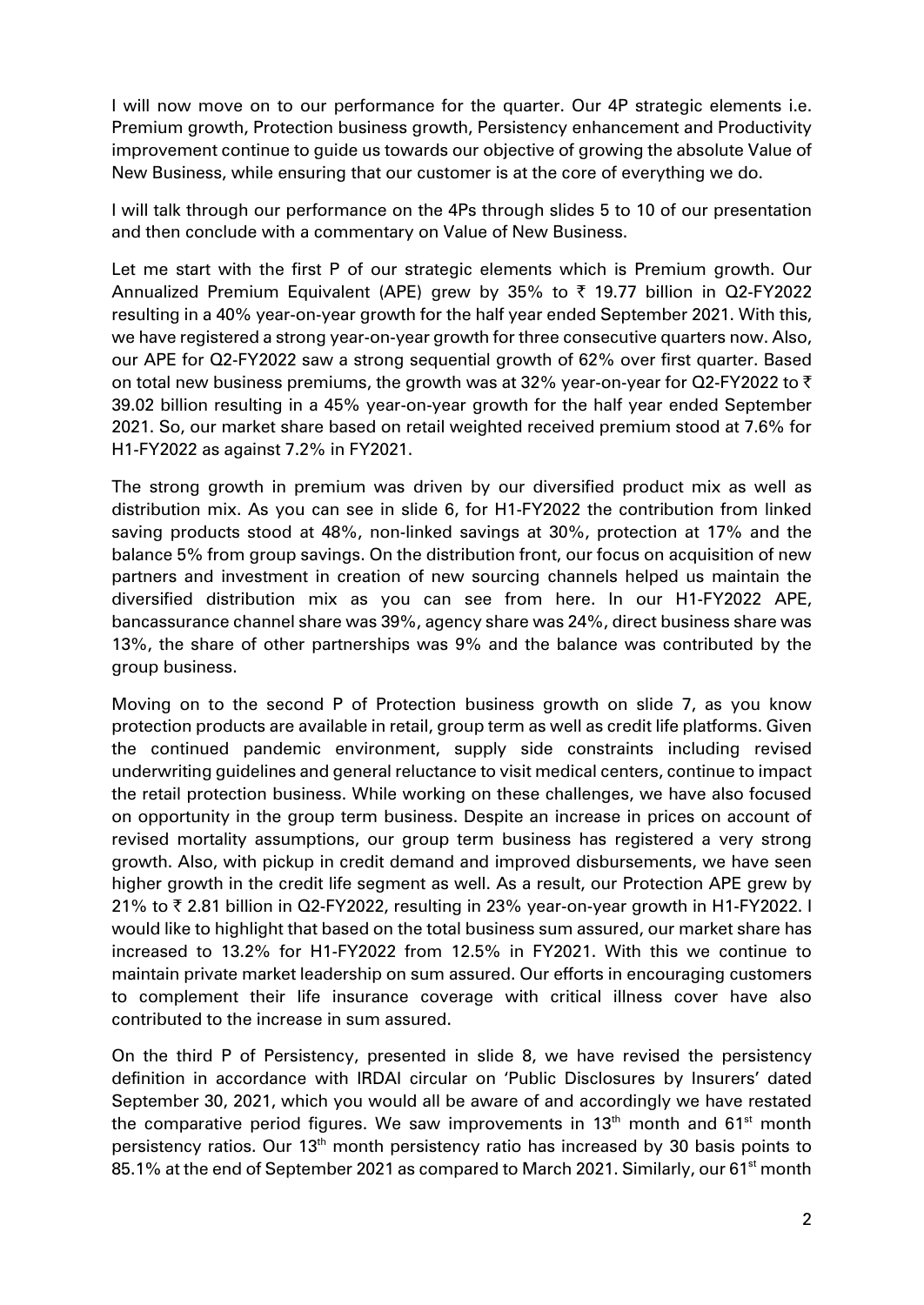I will now move on to our performance for the quarter. Our 4P strategic elements i.e. Premium growth, Protection business growth, Persistency enhancement and Productivity improvement continue to guide us towards our objective of growing the absolute Value of New Business, while ensuring that our customer is at the core of everything we do.

I will talk through our performance on the 4Ps through slides 5 to 10 of our presentation and then conclude with a commentary on Value of New Business.

Let me start with the first P of our strategic elements which is Premium growth. Our Annualized Premium Equivalent (APE) grew by 35% to ₹ 19.77 billion in Q2-FY2022 resulting in a 40% year-on-year growth for the half year ended September 2021. With this, we have registered a strong year-on-year growth for three consecutive quarters now. Also, our APE for Q2-FY2022 saw a strong sequential growth of 62% over first quarter. Based on total new business premiums, the growth was at 32% year-on-year for Q2-FY2022 to ₹ 39.02 billion resulting in a 45% year-on-year growth for the half year ended September 2021. So, our market share based on retail weighted received premium stood at 7.6% for H1-FY2022 as against 7.2% in FY2021.

The strong growth in premium was driven by our diversified product mix as well as distribution mix. As you can see in slide 6, for H1-FY2022 the contribution from linked saving products stood at 48%, non-linked savings at 30%, protection at 17% and the balance 5% from group savings. On the distribution front, our focus on acquisition of new partners and investment in creation of new sourcing channels helped us maintain the diversified distribution mix as you can see from here. In our H1-FY2022 APE, bancassurance channel share was 39%, agency share was 24%, direct business share was 13%, the share of other partnerships was 9% and the balance was contributed by the group business.

Moving on to the second P of Protection business growth on slide 7, as you know protection products are available in retail, group term as well as credit life platforms. Given the continued pandemic environment, supply side constraints including revised underwriting guidelines and general reluctance to visit medical centers, continue to impact the retail protection business. While working on these challenges, we have also focused on opportunity in the group term business. Despite an increase in prices on account of revised mortality assumptions, our group term business has registered a very strong growth. Also, with pickup in credit demand and improved disbursements, we have seen higher growth in the credit life segment as well. As a result, our Protection APE grew by 21% to ₹ 2.81 billion in Q2-FY2022, resulting in 23% year-on-year growth in H1-FY2022. I would like to highlight that based on the total business sum assured, our market share has increased to 13.2% for H1-FY2022 from 12.5% in FY2021. With this we continue to maintain private market leadership on sum assured. Our efforts in encouraging customers to complement their life insurance coverage with critical illness cover have also contributed to the increase in sum assured.

On the third P of Persistency, presented in slide 8, we have revised the persistency definition in accordance with IRDAI circular on 'Public Disclosures by Insurers' dated September 30, 2021, which you would all be aware of and accordingly we have restated the comparative period figures. We saw improvements in 13th month and 61st month persistency ratios. Our 13th month persistency ratio has increased by 30 basis points to 85.1% at the end of September 2021 as compared to March 2021. Similarly, our 61st month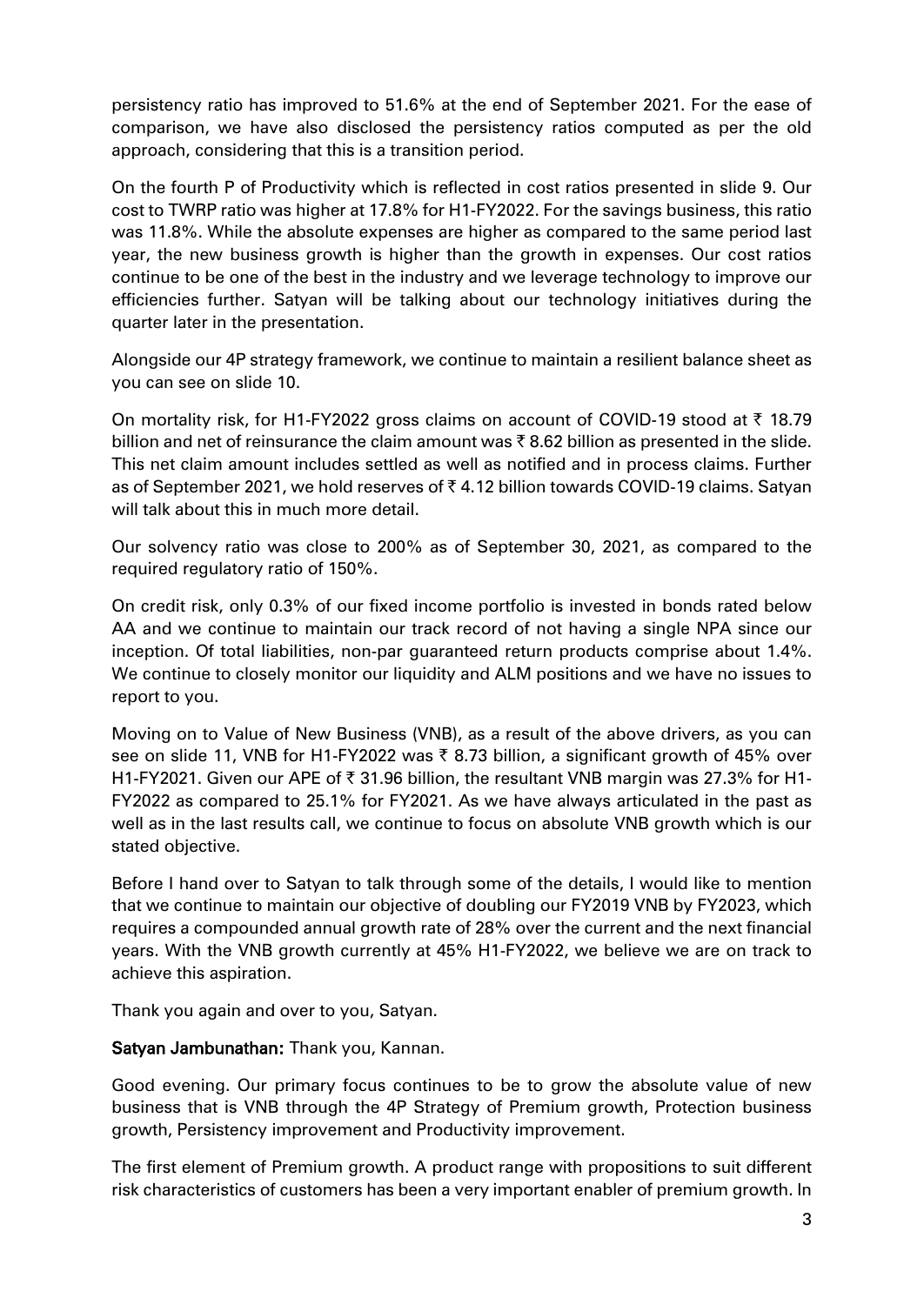persistency ratio has improved to 51.6% at the end of September 2021. For the ease of comparison, we have also disclosed the persistency ratios computed as per the old approach, considering that this is a transition period.

On the fourth P of Productivity which is reflected in cost ratios presented in slide 9. Our cost to TWRP ratio was higher at 17.8% for H1-FY2022. For the savings business, this ratio was 11.8%. While the absolute expenses are higher as compared to the same period last year, the new business growth is higher than the growth in expenses. Our cost ratios continue to be one of the best in the industry and we leverage technology to improve our efficiencies further. Satyan will be talking about our technology initiatives during the quarter later in the presentation.

Alongside our 4P strategy framework, we continue to maintain a resilient balance sheet as you can see on slide 10.

On mortality risk, for H1-FY2022 gross claims on account of COVID-19 stood at ₹ 18.79 billion and net of reinsurance the claim amount was ₹ 8.62 billion as presented in the slide. This net claim amount includes settled as well as notified and in process claims. Further as of September 2021, we hold reserves of ₹ 4.12 billion towards COVID-19 claims. Satyan will talk about this in much more detail.

Our solvency ratio was close to 200% as of September 30, 2021, as compared to the required regulatory ratio of 150%.

On credit risk, only 0.3% of our fixed income portfolio is invested in bonds rated below AA and we continue to maintain our track record of not having a single NPA since our inception. Of total liabilities, non-par guaranteed return products comprise about 1.4%. We continue to closely monitor our liquidity and ALM positions and we have no issues to report to you.

Moving on to Value of New Business (VNB), as a result of the above drivers, as you can see on slide 11, VNB for H1-FY2022 was ₹ 8.73 billion, a significant growth of 45% over H1-FY2021. Given our APE of ₹ 31.96 billion, the resultant VNB margin was 27.3% for H1-FY2022 as compared to 25.1% for FY2021. As we have always articulated in the past as well as in the last results call, we continue to focus on absolute VNB growth which is our stated objective.

Before I hand over to Satyan to talk through some of the details, I would like to mention that we continue to maintain our objective of doubling our FY2019 VNB by FY2023, which requires a compounded annual growth rate of 28% over the current and the next financial years. With the VNB growth currently at 45% H1-FY2022, we believe we are on track to achieve this aspiration.

Thank you again and over to you, Satyan.

**Satyan Jambunathan:** Thank you, Kannan.

Good evening. Our primary focus continues to be to grow the absolute value of new business that is VNB through the 4P Strategy of Premium growth, Protection business growth, Persistency improvement and Productivity improvement.

The first element of Premium growth. A product range with propositions to suit different risk characteristics of customers has been a very important enabler of premium growth. In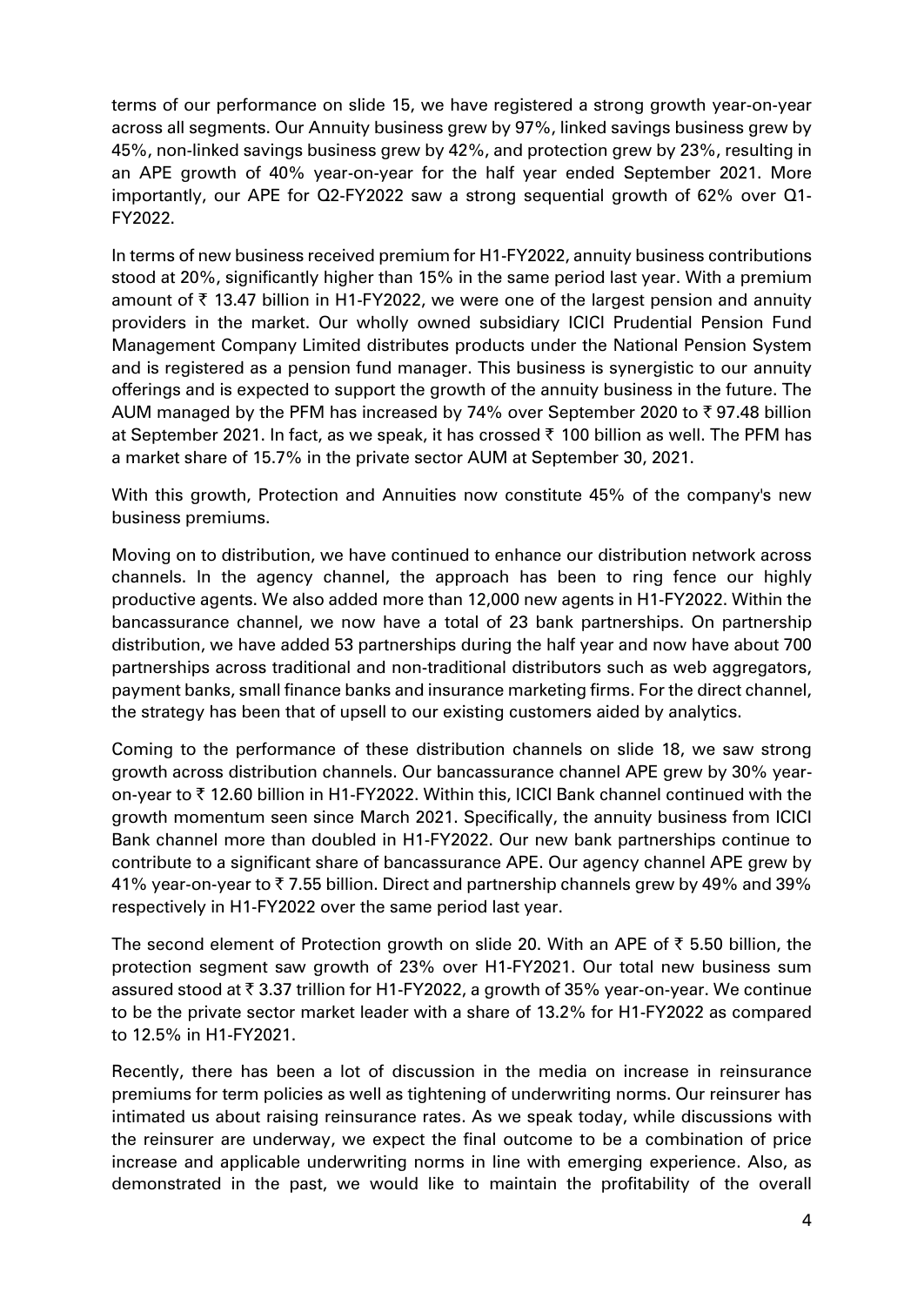terms of our performance on slide 15, we have registered a strong growth year-on-year across all segments. Our Annuity business grew by 97%, linked savings business grew by 45%, non-linked savings business grew by 42%, and protection grew by 23%, resulting in an APE growth of 40% year-on-year for the half year ended September 2021. More importantly, our APE for Q2-FY2022 saw a strong sequential growth of 62% over Q1-FY2022.

In terms of new business received premium for H1-FY2022, annuity business contributions stood at 20%, significantly higher than 15% in the same period last year. With a premium amount of ₹ 13.47 billion in H1-FY2022, we were one of the largest pension and annuity providers in the market. Our wholly owned subsidiary ICICI Prudential Pension Fund Management Company Limited distributes products under the National Pension System and is registered as a pension fund manager. This business is synergistic to our annuity offerings and is expected to support the growth of the annuity business in the future. The AUM managed by the PFM has increased by 74% over September 2020 to ₹ 97.48 billion at September 2021. In fact, as we speak, it has crossed ₹ 100 billion as well. The PFM has a market share of 15.7% in the private sector AUM at September 30, 2021.

With this growth, Protection and Annuities now constitute 45% of the company's new business premiums.

Moving on to distribution, we have continued to enhance our distribution network across channels. In the agency channel, the approach has been to ring fence our highly productive agents. We also added more than 12,000 new agents in H1-FY2022. Within the bancassurance channel, we now have a total of 23 bank partnerships. On partnership distribution, we have added 53 partnerships during the half year and now have about 700 partnerships across traditional and non-traditional distributors such as web aggregators, payment banks, small finance banks and insurance marketing firms. For the direct channel, the strategy has been that of upsell to our existing customers aided by analytics.

Coming to the performance of these distribution channels on slide 18, we saw strong growth across distribution channels. Our bancassurance channel APE grew by 30% year-on-year to ₹ 12.60 billion in H1-FY2022. Within this, ICICI Bank channel continued with the growth momentum seen since March 2021. Specifically, the annuity business from ICICI Bank channel more than doubled in H1-FY2022. Our new bank partnerships continue to contribute to a significant share of bancassurance APE. Our agency channel APE grew by 41% year-on-year to ₹ 7.55 billion. Direct and partnership channels grew by 49% and 39% respectively in H1-FY2022 over the same period last year.

The second element of Protection growth on slide 20. With an APE of ₹ 5.50 billion, the protection segment saw growth of 23% over H1-FY2021. Our total new business sum assured stood at ₹ 3.37 trillion for H1-FY2022, a growth of 35% year-on-year. We continue to be the private sector market leader with a share of 13.2% for H1-FY2022 as compared to 12.5% in H1-FY2021.

Recently, there has been a lot of discussion in the media on increase in reinsurance premiums for term policies as well as tightening of underwriting norms. Our reinsurer has intimated us about raising reinsurance rates. As we speak today, while discussions with the reinsurer are underway, we expect the final outcome to be a combination of price increase and applicable underwriting norms in line with emerging experience. Also, as demonstrated in the past, we would like to maintain the profitability of the overall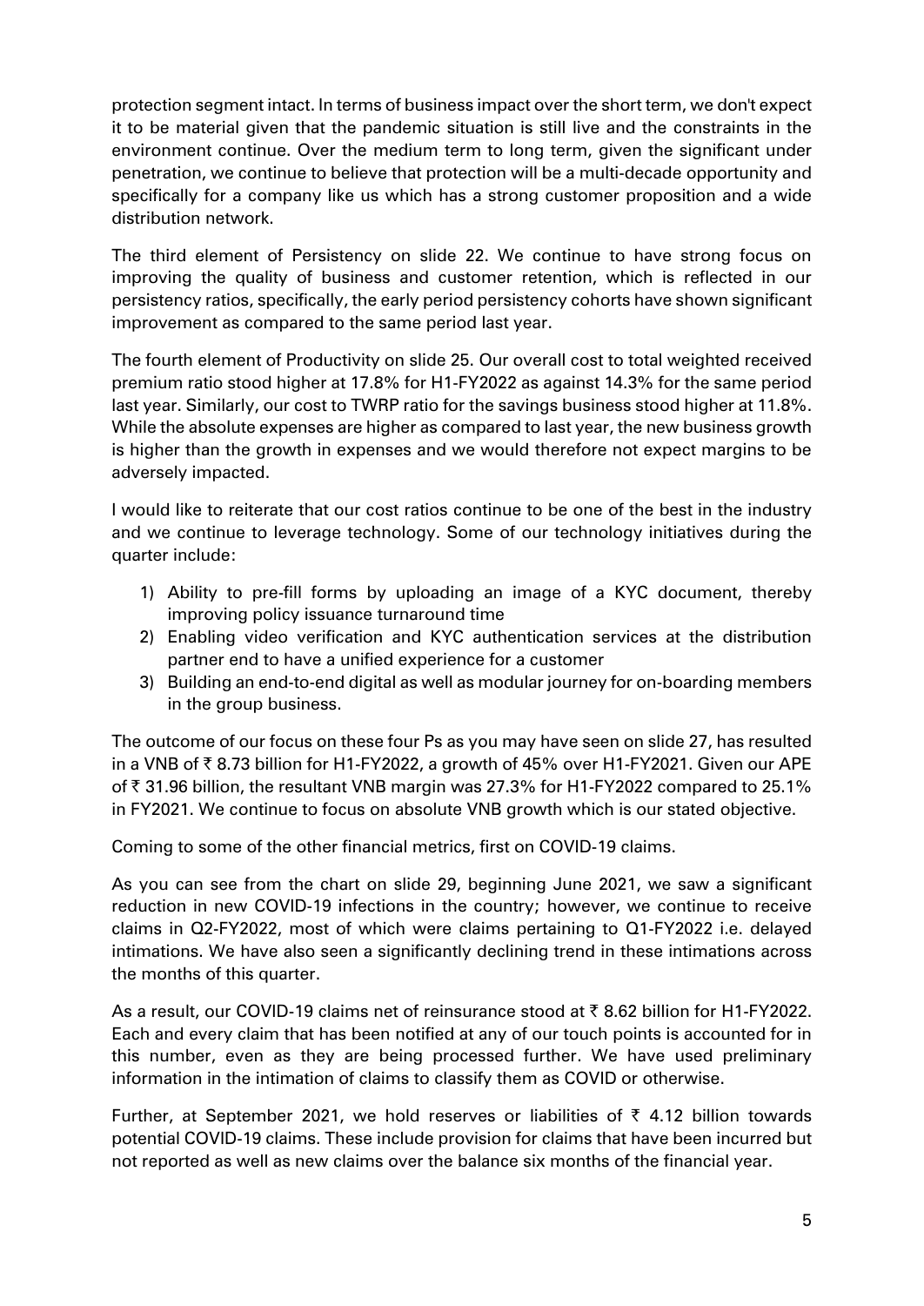protection segment intact. In terms of business impact over the short term, we don't expect it to be material given that the pandemic situation is still live and the constraints in the environment continue. Over the medium term to long term, given the significant under penetration, we continue to believe that protection will be a multi-decade opportunity and specifically for a company like us which has a strong customer proposition and a wide distribution network.

The third element of Persistency on slide 22. We continue to have strong focus on improving the quality of business and customer retention, which is reflected in our persistency ratios, specifically, the early period persistency cohorts have shown significant improvement as compared to the same period last year.

The fourth element of Productivity on slide 25. Our overall cost to total weighted received premium ratio stood higher at 17.8% for H1-FY2022 as against 14.3% for the same period last year. Similarly, our cost to TWRP ratio for the savings business stood higher at 11.8%. While the absolute expenses are higher as compared to last year, the new business growth is higher than the growth in expenses and we would therefore not expect margins to be adversely impacted.

I would like to reiterate that our cost ratios continue to be one of the best in the industry and we continue to leverage technology. Some of our technology initiatives during the quarter include:

1) Ability to pre-fill forms by uploading an image of a KYC document, thereby improving policy issuance turnaround time
2) Enabling video verification and KYC authentication services at the distribution partner end to have a unified experience for a customer
3) Building an end-to-end digital as well as modular journey for on-boarding members in the group business.

The outcome of our focus on these four Ps as you may have seen on slide 27, has resulted in a VNB of ₹ 8.73 billion for H1-FY2022, a growth of 45% over H1-FY2021. Given our APE of ₹ 31.96 billion, the resultant VNB margin was 27.3% for H1-FY2022 compared to 25.1% in FY2021. We continue to focus on absolute VNB growth which is our stated objective.

Coming to some of the other financial metrics, first on COVID-19 claims.

As you can see from the chart on slide 29, beginning June 2021, we saw a significant reduction in new COVID-19 infections in the country; however, we continue to receive claims in Q2-FY2022, most of which were claims pertaining to Q1-FY2022 i.e. delayed intimations. We have also seen a significantly declining trend in these intimations across the months of this quarter.

As a result, our COVID-19 claims net of reinsurance stood at ₹ 8.62 billion for H1-FY2022. Each and every claim that has been notified at any of our touch points is accounted for in this number, even as they are being processed further. We have used preliminary information in the intimation of claims to classify them as COVID or otherwise.

Further, at September 2021, we hold reserves or liabilities of ₹ 4.12 billion towards potential COVID-19 claims. These include provision for claims that have been incurred but not reported as well as new claims over the balance six months of the financial year.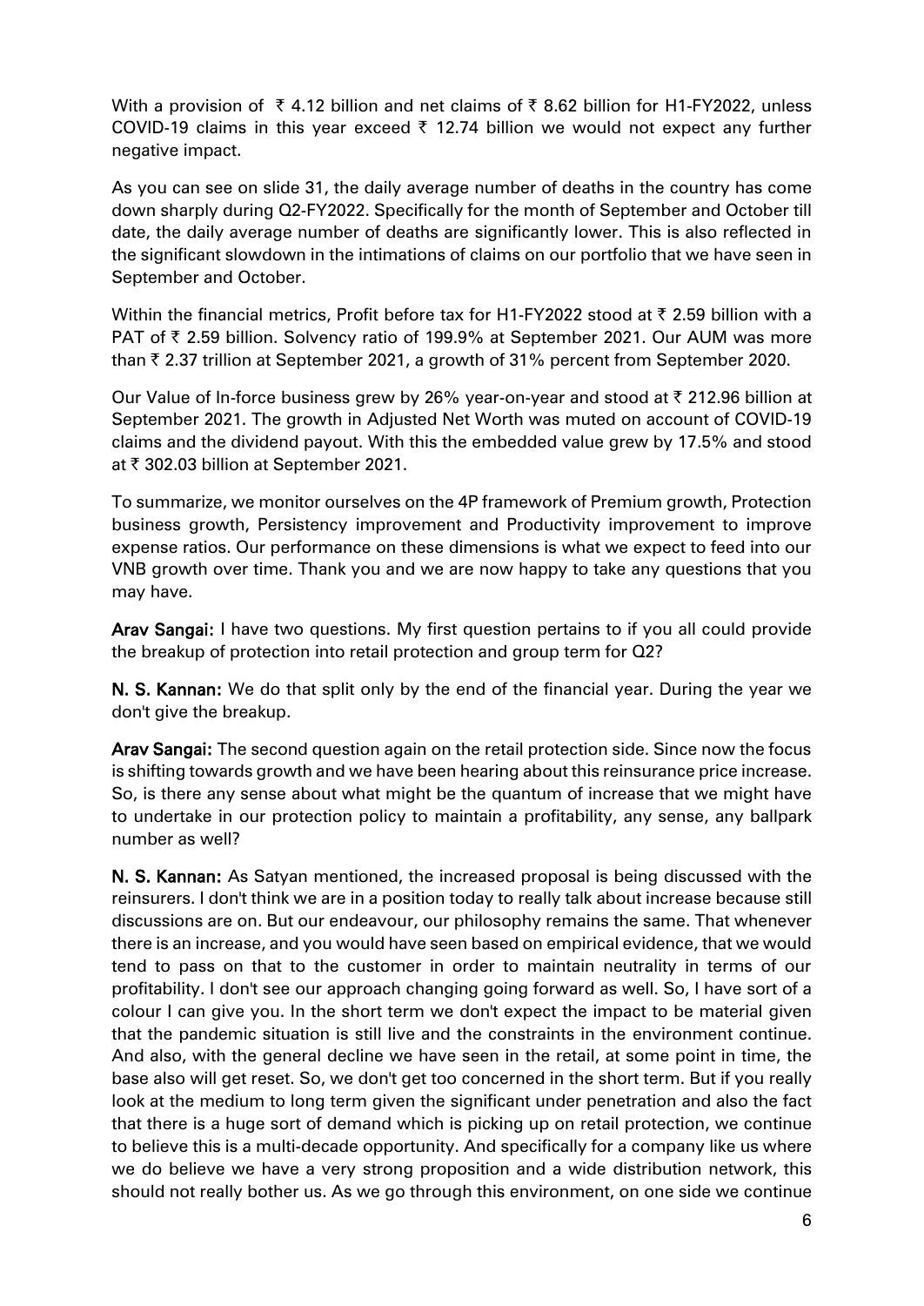With a provision of ₹ 4.12 billion and net claims of ₹ 8.62 billion for H1-FY2022, unless COVID-19 claims in this year exceed ₹ 12.74 billion we would not expect any further negative impact.

As you can see on slide 31, the daily average number of deaths in the country has come down sharply during Q2-FY2022. Specifically for the month of September and October till date, the daily average number of deaths are significantly lower. This is also reflected in the significant slowdown in the intimations of claims on our portfolio that we have seen in September and October.

Within the financial metrics, Profit before tax for H1-FY2022 stood at ₹ 2.59 billion with a PAT of ₹ 2.59 billion. Solvency ratio of 199.9% at September 2021. Our AUM was more than ₹ 2.37 trillion at September 2021, a growth of 31% percent from September 2020.

Our Value of In-force business grew by 26% year-on-year and stood at ₹ 212.96 billion at September 2021. The growth in Adjusted Net Worth was muted on account of COVID-19 claims and the dividend payout. With this the embedded value grew by 17.5% and stood at ₹ 302.03 billion at September 2021.

To summarize, we monitor ourselves on the 4P framework of Premium growth, Protection business growth, Persistency improvement and Productivity improvement to improve expense ratios. Our performance on these dimensions is what we expect to feed into our VNB growth over time. Thank you and we are now happy to take any questions that you may have.

**Arav Sangai:** I have two questions. My first question pertains to if you all could provide the breakup of protection into retail protection and group term for Q2?

**N. S. Kannan:** We do that split only by the end of the financial year. During the year we don't give the breakup.

**Arav Sangai:** The second question again on the retail protection side. Since now the focus is shifting towards growth and we have been hearing about this reinsurance price increase. So, is there any sense about what might be the quantum of increase that we might have to undertake in our protection policy to maintain a profitability, any sense, any ballpark number as well?

**N. S. Kannan:** As Satyan mentioned, the increased proposal is being discussed with the reinsurers. I don't think we are in a position today to really talk about increase because still discussions are on. But our endeavour, our philosophy remains the same. That whenever there is an increase, and you would have seen based on empirical evidence, that we would tend to pass on that to the customer in order to maintain neutrality in terms of our profitability. I don't see our approach changing going forward as well. So, I have sort of a colour I can give you. In the short term we don't expect the impact to be material given that the pandemic situation is still live and the constraints in the environment continue. And also, with the general decline we have seen in the retail, at some point in time, the base also will get reset. So, we don't get too concerned in the short term. But if you really look at the medium to long term given the significant under penetration and also the fact that there is a huge sort of demand which is picking up on retail protection, we continue to believe this is a multi-decade opportunity. And specifically for a company like us where we do believe we have a very strong proposition and a wide distribution network, this should not really bother us. As we go through this environment, on one side we continue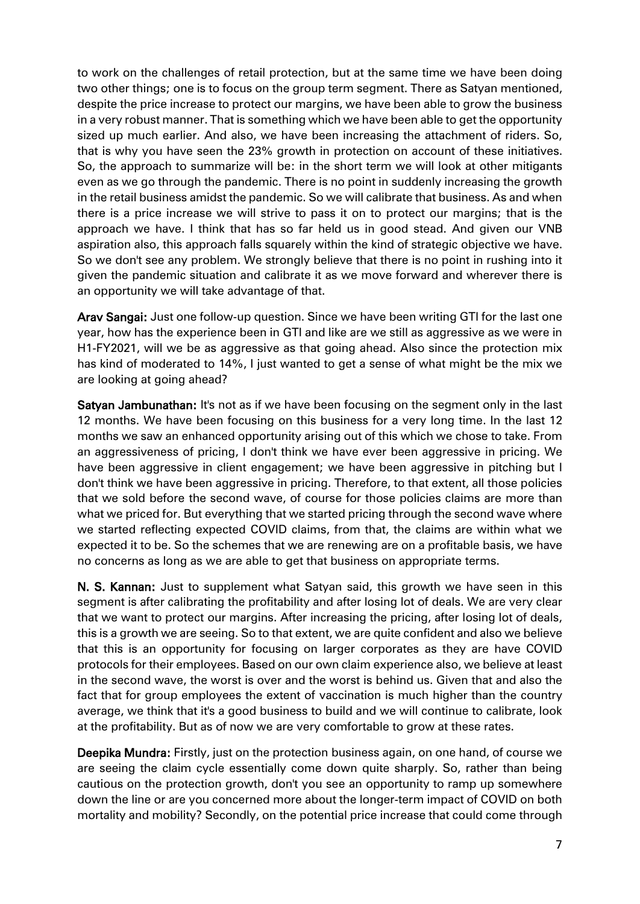to work on the challenges of retail protection, but at the same time we have been doing two other things; one is to focus on the group term segment. There as Satyan mentioned, despite the price increase to protect our margins, we have been able to grow the business in a very robust manner. That is something which we have been able to get the opportunity sized up much earlier. And also, we have been increasing the attachment of riders. So, that is why you have seen the 23% growth in protection on account of these initiatives. So, the approach to summarize will be: in the short term we will look at other mitigants even as we go through the pandemic. There is no point in suddenly increasing the growth in the retail business amidst the pandemic. So we will calibrate that business. As and when there is a price increase we will strive to pass it on to protect our margins; that is the approach we have. I think that has so far held us in good stead. And given our VNB aspiration also, this approach falls squarely within the kind of strategic objective we have. So we don't see any problem. We strongly believe that there is no point in rushing into it given the pandemic situation and calibrate it as we move forward and wherever there is an opportunity we will take advantage of that.

**Arav Sangai:** Just one follow-up question. Since we have been writing GTI for the last one year, how has the experience been in GTI and like are we still as aggressive as we were in H1-FY2021, will we be as aggressive as that going ahead. Also since the protection mix has kind of moderated to 14%, I just wanted to get a sense of what might be the mix we are looking at going ahead?

**Satyan Jambunathan:** It's not as if we have been focusing on the segment only in the last 12 months. We have been focusing on this business for a very long time. In the last 12 months we saw an enhanced opportunity arising out of this which we chose to take. From an aggressiveness of pricing, I don't think we have ever been aggressive in pricing. We have been aggressive in client engagement; we have been aggressive in pitching but I don't think we have been aggressive in pricing. Therefore, to that extent, all those policies that we sold before the second wave, of course for those policies claims are more than what we priced for. But everything that we started pricing through the second wave where we started reflecting expected COVID claims, from that, the claims are within what we expected it to be. So the schemes that we are renewing are on a profitable basis, we have no concerns as long as we are able to get that business on appropriate terms.

**N. S. Kannan:** Just to supplement what Satyan said, this growth we have seen in this segment is after calibrating the profitability and after losing lot of deals. We are very clear that we want to protect our margins. After increasing the pricing, after losing lot of deals, this is a growth we are seeing. So to that extent, we are quite confident and also we believe that this is an opportunity for focusing on larger corporates as they are have COVID protocols for their employees. Based on our own claim experience also, we believe at least in the second wave, the worst is over and the worst is behind us. Given that and also the fact that for group employees the extent of vaccination is much higher than the country average, we think that it's a good business to build and we will continue to calibrate, look at the profitability. But as of now we are very comfortable to grow at these rates.

**Deepika Mundra:** Firstly, just on the protection business again, on one hand, of course we are seeing the claim cycle essentially come down quite sharply. So, rather than being cautious on the protection growth, don't you see an opportunity to ramp up somewhere down the line or are you concerned more about the longer-term impact of COVID on both mortality and mobility? Secondly, on the potential price increase that could come through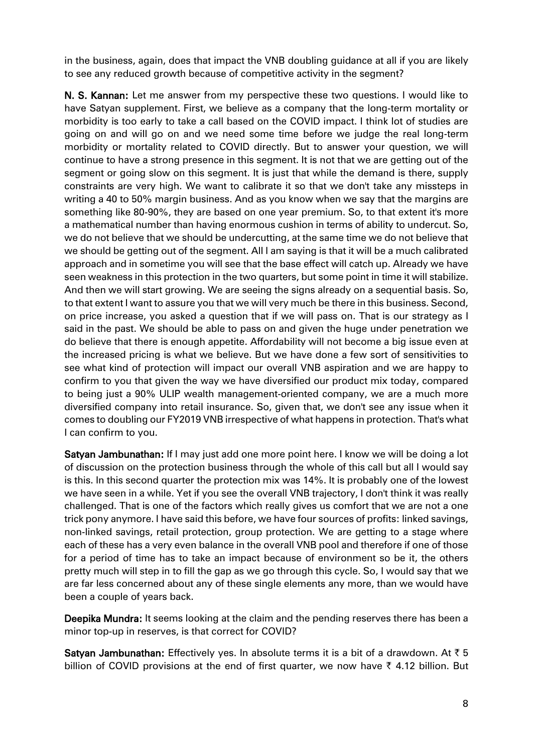in the business, again, does that impact the VNB doubling guidance at all if you are likely to see any reduced growth because of competitive activity in the segment?

**N. S. Kannan:** Let me answer from my perspective these two questions. I would like to have Satyan supplement. First, we believe as a company that the long-term mortality or morbidity is too early to take a call based on the COVID impact. I think lot of studies are going on and will go on and we need some time before we judge the real long-term morbidity or mortality related to COVID directly. But to answer your question, we will continue to have a strong presence in this segment. It is not that we are getting out of the segment or going slow on this segment. It is just that while the demand is there, supply constraints are very high. We want to calibrate it so that we don't take any missteps in writing a 40 to 50% margin business. And as you know when we say that the margins are something like 80-90%, they are based on one year premium. So, to that extent it's more a mathematical number than having enormous cushion in terms of ability to undercut. So, we do not believe that we should be undercutting, at the same time we do not believe that we should be getting out of the segment. All I am saying is that it will be a much calibrated approach and in sometime you will see that the base effect will catch up. Already we have seen weakness in this protection in the two quarters, but some point in time it will stabilize. And then we will start growing. We are seeing the signs already on a sequential basis. So, to that extent I want to assure you that we will very much be there in this business. Second, on price increase, you asked a question that if we will pass on. That is our strategy as I said in the past. We should be able to pass on and given the huge under penetration we do believe that there is enough appetite. Affordability will not become a big issue even at the increased pricing is what we believe. But we have done a few sort of sensitivities to see what kind of protection will impact our overall VNB aspiration and we are happy to confirm to you that given the way we have diversified our product mix today, compared to being just a 90% ULIP wealth management-oriented company, we are a much more diversified company into retail insurance. So, given that, we don't see any issue when it comes to doubling our FY2019 VNB irrespective of what happens in protection. That's what I can confirm to you.

**Satyan Jambunathan:** If I may just add one more point here. I know we will be doing a lot of discussion on the protection business through the whole of this call but all I would say is this. In this second quarter the protection mix was 14%. It is probably one of the lowest we have seen in a while. Yet if you see the overall VNB trajectory, I don't think it was really challenged. That is one of the factors which really gives us comfort that we are not a one trick pony anymore. I have said this before, we have four sources of profits: linked savings, non-linked savings, retail protection, group protection. We are getting to a stage where each of these has a very even balance in the overall VNB pool and therefore if one of those for a period of time has to take an impact because of environment so be it, the others pretty much will step in to fill the gap as we go through this cycle. So, I would say that we are far less concerned about any of these single elements any more, than we would have been a couple of years back.

**Deepika Mundra:** It seems looking at the claim and the pending reserves there has been a minor top-up in reserves, is that correct for COVID?

**Satyan Jambunathan:** Effectively yes. In absolute terms it is a bit of a drawdown. At ₹ 5 billion of COVID provisions at the end of first quarter, we now have ₹ 4.12 billion. But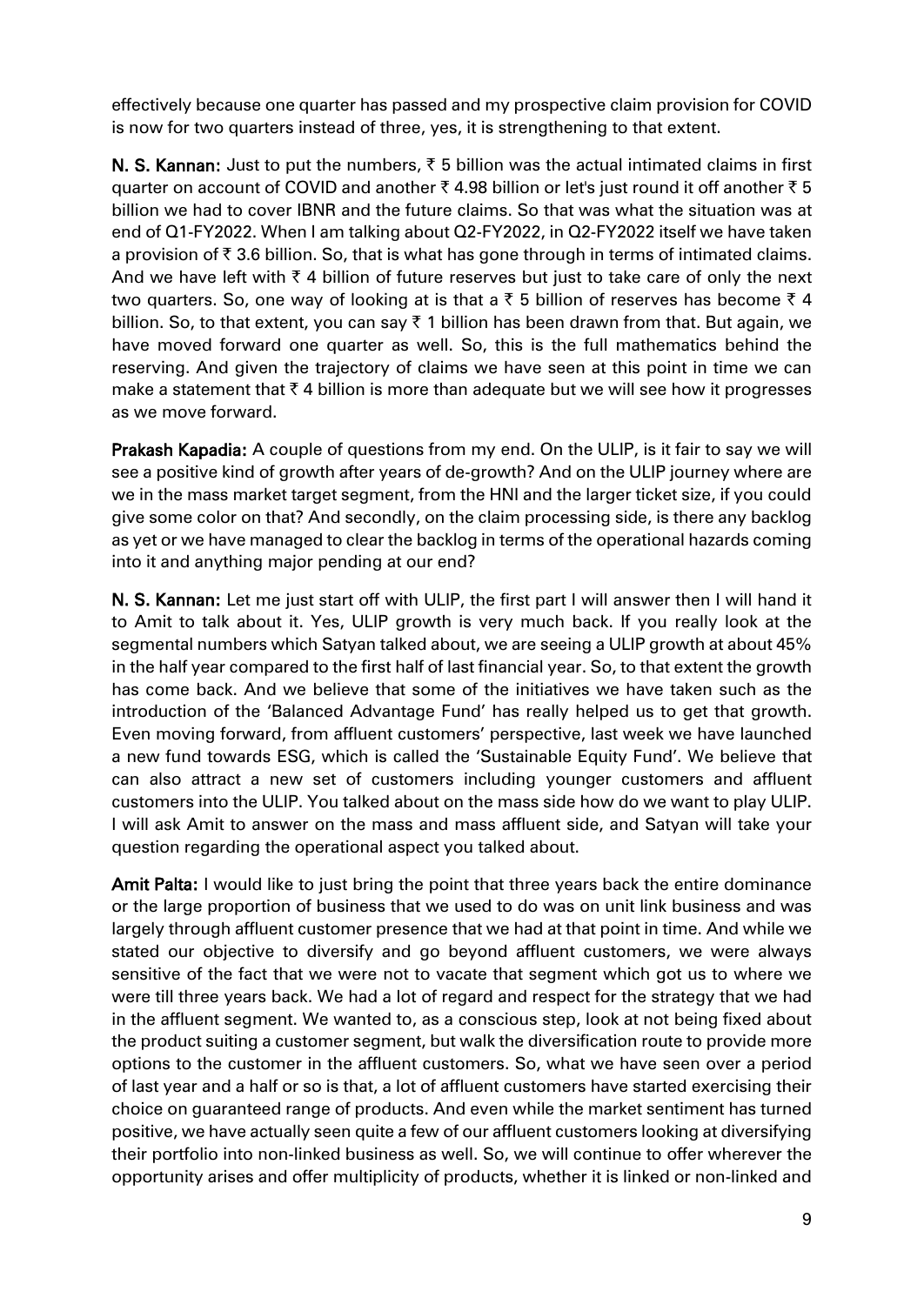effectively because one quarter has passed and my prospective claim provision for COVID is now for two quarters instead of three, yes, it is strengthening to that extent.

**N. S. Kannan:** Just to put the numbers, ₹ 5 billion was the actual intimated claims in first quarter on account of COVID and another ₹ 4.98 billion or let's just round it off another ₹ 5 billion we had to cover IBNR and the future claims. So that was what the situation was at end of Q1-FY2022. When I am talking about Q2-FY2022, in Q2-FY2022 itself we have taken a provision of ₹ 3.6 billion. So, that is what has gone through in terms of intimated claims. And we have left with ₹ 4 billion of future reserves but just to take care of only the next two quarters. So, one way of looking at is that a ₹ 5 billion of reserves has become ₹ 4 billion. So, to that extent, you can say ₹ 1 billion has been drawn from that. But again, we have moved forward one quarter as well. So, this is the full mathematics behind the reserving. And given the trajectory of claims we have seen at this point in time we can make a statement that ₹ 4 billion is more than adequate but we will see how it progresses as we move forward.

**Prakash Kapadia:** A couple of questions from my end. On the ULIP, is it fair to say we will see a positive kind of growth after years of de-growth? And on the ULIP journey where are we in the mass market target segment, from the HNI and the larger ticket size, if you could give some color on that? And secondly, on the claim processing side, is there any backlog as yet or we have managed to clear the backlog in terms of the operational hazards coming into it and anything major pending at our end?

**N. S. Kannan:** Let me just start off with ULIP, the first part I will answer then I will hand it to Amit to talk about it. Yes, ULIP growth is very much back. If you really look at the segmental numbers which Satyan talked about, we are seeing a ULIP growth at about 45% in the half year compared to the first half of last financial year. So, to that extent the growth has come back. And we believe that some of the initiatives we have taken such as the introduction of the 'Balanced Advantage Fund' has really helped us to get that growth. Even moving forward, from affluent customers' perspective, last week we have launched a new fund towards ESG, which is called the 'Sustainable Equity Fund'. We believe that can also attract a new set of customers including younger customers and affluent customers into the ULIP. You talked about on the mass side how do we want to play ULIP. I will ask Amit to answer on the mass and mass affluent side, and Satyan will take your question regarding the operational aspect you talked about.

**Amit Palta:** I would like to just bring the point that three years back the entire dominance or the large proportion of business that we used to do was on unit link business and was largely through affluent customer presence that we had at that point in time. And while we stated our objective to diversify and go beyond affluent customers, we were always sensitive of the fact that we were not to vacate that segment which got us to where we were till three years back. We had a lot of regard and respect for the strategy that we had in the affluent segment. We wanted to, as a conscious step, look at not being fixed about the product suiting a customer segment, but walk the diversification route to provide more options to the customer in the affluent customers. So, what we have seen over a period of last year and a half or so is that, a lot of affluent customers have started exercising their choice on guaranteed range of products. And even while the market sentiment has turned positive, we have actually seen quite a few of our affluent customers looking at diversifying their portfolio into non-linked business as well. So, we will continue to offer wherever the opportunity arises and offer multiplicity of products, whether it is linked or non-linked and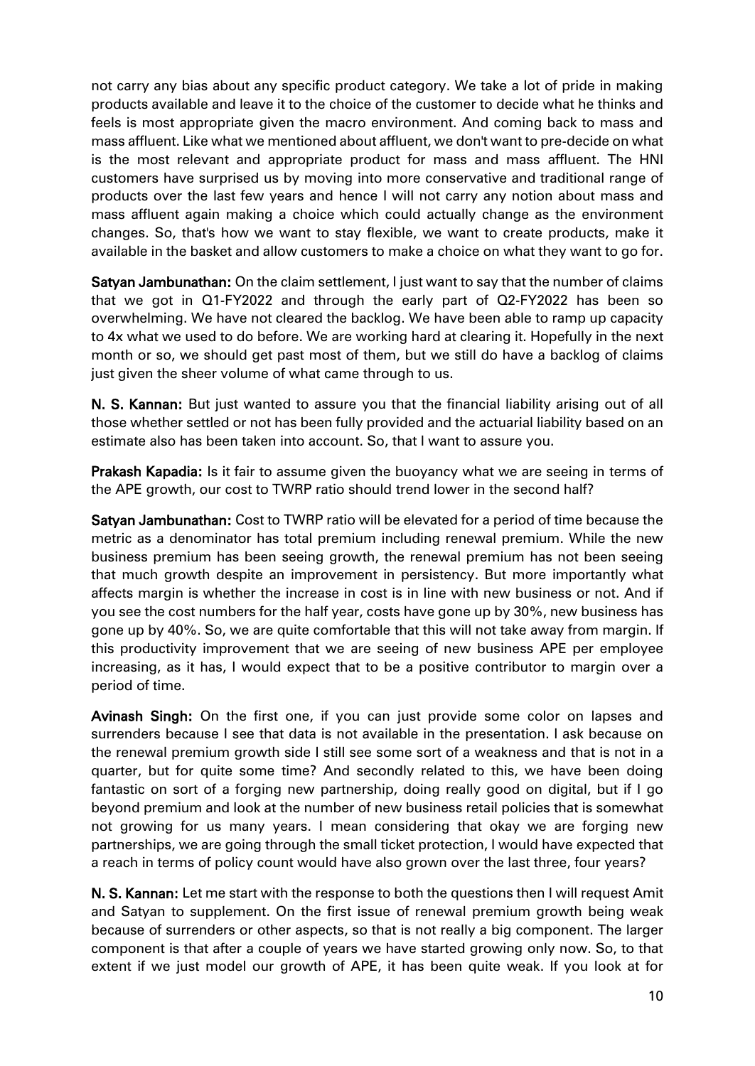not carry any bias about any specific product category. We take a lot of pride in making products available and leave it to the choice of the customer to decide what he thinks and feels is most appropriate given the macro environment. And coming back to mass and mass affluent. Like what we mentioned about affluent, we don't want to pre-decide on what is the most relevant and appropriate product for mass and mass affluent. The HNI customers have surprised us by moving into more conservative and traditional range of products over the last few years and hence I will not carry any notion about mass and mass affluent again making a choice which could actually change as the environment changes. So, that's how we want to stay flexible, we want to create products, make it available in the basket and allow customers to make a choice on what they want to go for.

**Satyan Jambunathan:** On the claim settlement, I just want to say that the number of claims that we got in Q1-FY2022 and through the early part of Q2-FY2022 has been so overwhelming. We have not cleared the backlog. We have been able to ramp up capacity to 4x what we used to do before. We are working hard at clearing it. Hopefully in the next month or so, we should get past most of them, but we still do have a backlog of claims just given the sheer volume of what came through to us.

**N. S. Kannan:** But just wanted to assure you that the financial liability arising out of all those whether settled or not has been fully provided and the actuarial liability based on an estimate also has been taken into account. So, that I want to assure you.

**Prakash Kapadia:** Is it fair to assume given the buoyancy what we are seeing in terms of the APE growth, our cost to TWRP ratio should trend lower in the second half?

**Satyan Jambunathan:** Cost to TWRP ratio will be elevated for a period of time because the metric as a denominator has total premium including renewal premium. While the new business premium has been seeing growth, the renewal premium has not been seeing that much growth despite an improvement in persistency. But more importantly what affects margin is whether the increase in cost is in line with new business or not. And if you see the cost numbers for the half year, costs have gone up by 30%, new business has gone up by 40%. So, we are quite comfortable that this will not take away from margin. If this productivity improvement that we are seeing of new business APE per employee increasing, as it has, I would expect that to be a positive contributor to margin over a period of time.

**Avinash Singh:** On the first one, if you can just provide some color on lapses and surrenders because I see that data is not available in the presentation. I ask because on the renewal premium growth side I still see some sort of a weakness and that is not in a quarter, but for quite some time? And secondly related to this, we have been doing fantastic on sort of a forging new partnership, doing really good on digital, but if I go beyond premium and look at the number of new business retail policies that is somewhat not growing for us many years. I mean considering that okay we are forging new partnerships, we are going through the small ticket protection, I would have expected that a reach in terms of policy count would have also grown over the last three, four years?

**N. S. Kannan:** Let me start with the response to both the questions then I will request Amit and Satyan to supplement. On the first issue of renewal premium growth being weak because of surrenders or other aspects, so that is not really a big component. The larger component is that after a couple of years we have started growing only now. So, to that extent if we just model our growth of APE, it has been quite weak. If you look at for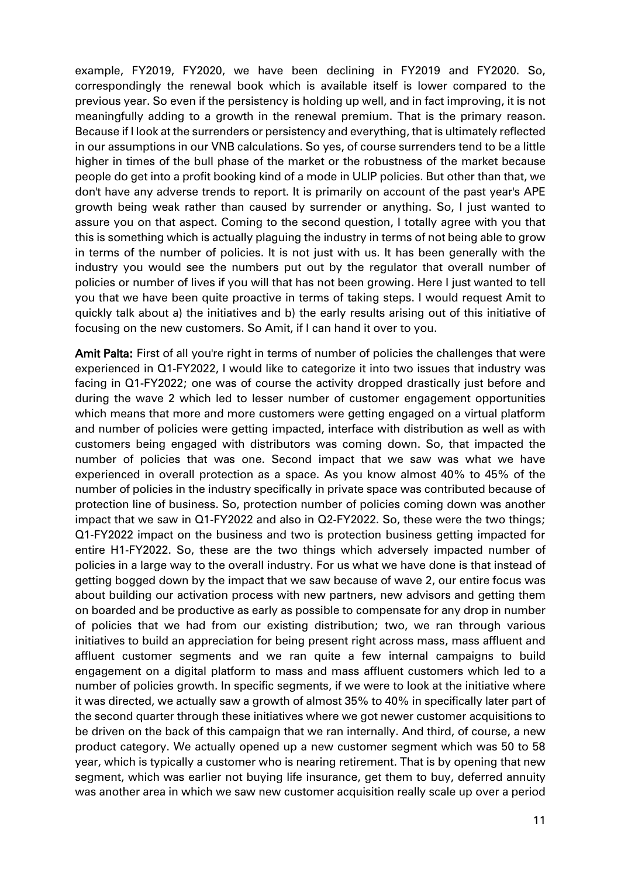example, FY2019, FY2020, we have been declining in FY2019 and FY2020. So, correspondingly the renewal book which is available itself is lower compared to the previous year. So even if the persistency is holding up well, and in fact improving, it is not meaningfully adding to a growth in the renewal premium. That is the primary reason. Because if I look at the surrenders or persistency and everything, that is ultimately reflected in our assumptions in our VNB calculations. So yes, of course surrenders tend to be a little higher in times of the bull phase of the market or the robustness of the market because people do get into a profit booking kind of a mode in ULIP policies. But other than that, we don't have any adverse trends to report. It is primarily on account of the past year's APE growth being weak rather than caused by surrender or anything. So, I just wanted to assure you on that aspect. Coming to the second question, I totally agree with you that this is something which is actually plaguing the industry in terms of not being able to grow in terms of the number of policies. It is not just with us. It has been generally with the industry you would see the numbers put out by the regulator that overall number of policies or number of lives if you will that has not been growing. Here I just wanted to tell you that we have been quite proactive in terms of taking steps. I would request Amit to quickly talk about a) the initiatives and b) the early results arising out of this initiative of focusing on the new customers. So Amit, if I can hand it over to you.

**Amit Palta:** First of all you're right in terms of number of policies the challenges that were experienced in Q1-FY2022, I would like to categorize it into two issues that industry was facing in Q1-FY2022; one was of course the activity dropped drastically just before and during the wave 2 which led to lesser number of customer engagement opportunities which means that more and more customers were getting engaged on a virtual platform and number of policies were getting impacted, interface with distribution as well as with customers being engaged with distributors was coming down. So, that impacted the number of policies that was one. Second impact that we saw was what we have experienced in overall protection as a space. As you know almost 40% to 45% of the number of policies in the industry specifically in private space was contributed because of protection line of business. So, protection number of policies coming down was another impact that we saw in Q1-FY2022 and also in Q2-FY2022. So, these were the two things; Q1-FY2022 impact on the business and two is protection business getting impacted for entire H1-FY2022. So, these are the two things which adversely impacted number of policies in a large way to the overall industry. For us what we have done is that instead of getting bogged down by the impact that we saw because of wave 2, our entire focus was about building our activation process with new partners, new advisors and getting them on boarded and be productive as early as possible to compensate for any drop in number of policies that we had from our existing distribution; two, we ran through various initiatives to build an appreciation for being present right across mass, mass affluent and affluent customer segments and we ran quite a few internal campaigns to build engagement on a digital platform to mass and mass affluent customers which led to a number of policies growth. In specific segments, if we were to look at the initiative where it was directed, we actually saw a growth of almost 35% to 40% in specifically later part of the second quarter through these initiatives where we got newer customer acquisitions to be driven on the back of this campaign that we ran internally. And third, of course, a new product category. We actually opened up a new customer segment which was 50 to 58 year, which is typically a customer who is nearing retirement. That is by opening that new segment, which was earlier not buying life insurance, get them to buy, deferred annuity was another area in which we saw new customer acquisition really scale up over a period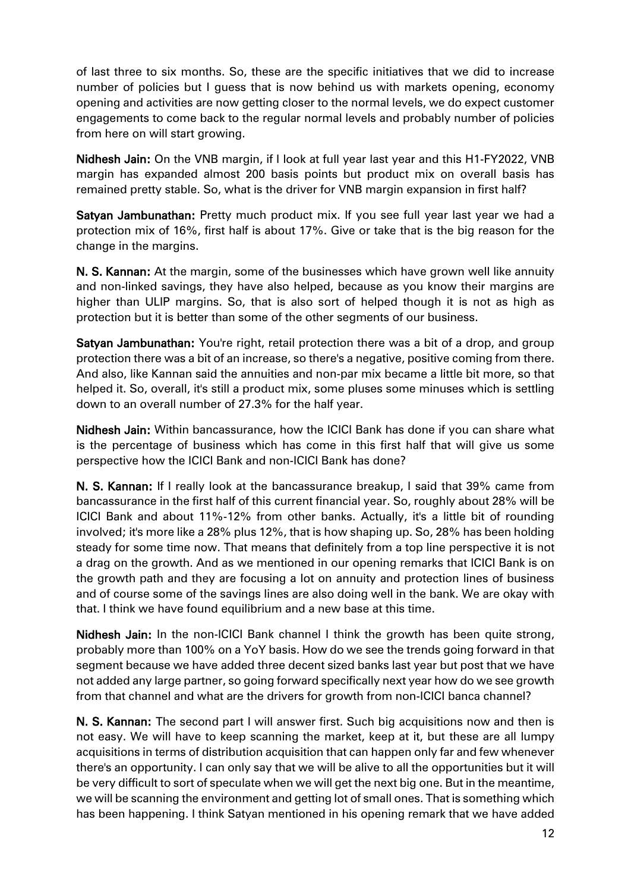of last three to six months. So, these are the specific initiatives that we did to increase number of policies but I guess that is now behind us with markets opening, economy opening and activities are now getting closer to the normal levels, we do expect customer engagements to come back to the regular normal levels and probably number of policies from here on will start growing.

**Nidhesh Jain:** On the VNB margin, if I look at full year last year and this H1-FY2022, VNB margin has expanded almost 200 basis points but product mix on overall basis has remained pretty stable. So, what is the driver for VNB margin expansion in first half?

**Satyan Jambunathan:** Pretty much product mix. If you see full year last year we had a protection mix of 16%, first half is about 17%. Give or take that is the big reason for the change in the margins.

**N. S. Kannan:** At the margin, some of the businesses which have grown well like annuity and non-linked savings, they have also helped, because as you know their margins are higher than ULIP margins. So, that is also sort of helped though it is not as high as protection but it is better than some of the other segments of our business.

**Satyan Jambunathan:** You're right, retail protection there was a bit of a drop, and group protection there was a bit of an increase, so there's a negative, positive coming from there. And also, like Kannan said the annuities and non-par mix became a little bit more, so that helped it. So, overall, it's still a product mix, some pluses some minuses which is settling down to an overall number of 27.3% for the half year.

**Nidhesh Jain:** Within bancassurance, how the ICICI Bank has done if you can share what is the percentage of business which has come in this first half that will give us some perspective how the ICICI Bank and non-ICICI Bank has done?

**N. S. Kannan:** If I really look at the bancassurance breakup, I said that 39% came from bancassurance in the first half of this current financial year. So, roughly about 28% will be ICICI Bank and about 11%-12% from other banks. Actually, it's a little bit of rounding involved; it's more like a 28% plus 12%, that is how shaping up. So, 28% has been holding steady for some time now. That means that definitely from a top line perspective it is not a drag on the growth. And as we mentioned in our opening remarks that ICICI Bank is on the growth path and they are focusing a lot on annuity and protection lines of business and of course some of the savings lines are also doing well in the bank. We are okay with that. I think we have found equilibrium and a new base at this time.

**Nidhesh Jain:** In the non-ICICI Bank channel I think the growth has been quite strong, probably more than 100% on a YoY basis. How do we see the trends going forward in that segment because we have added three decent sized banks last year but post that we have not added any large partner, so going forward specifically next year how do we see growth from that channel and what are the drivers for growth from non-ICICI banca channel?

**N. S. Kannan:** The second part I will answer first. Such big acquisitions now and then is not easy. We will have to keep scanning the market, keep at it, but these are all lumpy acquisitions in terms of distribution acquisition that can happen only far and few whenever there's an opportunity. I can only say that we will be alive to all the opportunities but it will be very difficult to sort of speculate when we will get the next big one. But in the meantime, we will be scanning the environment and getting lot of small ones. That is something which has been happening. I think Satyan mentioned in his opening remark that we have added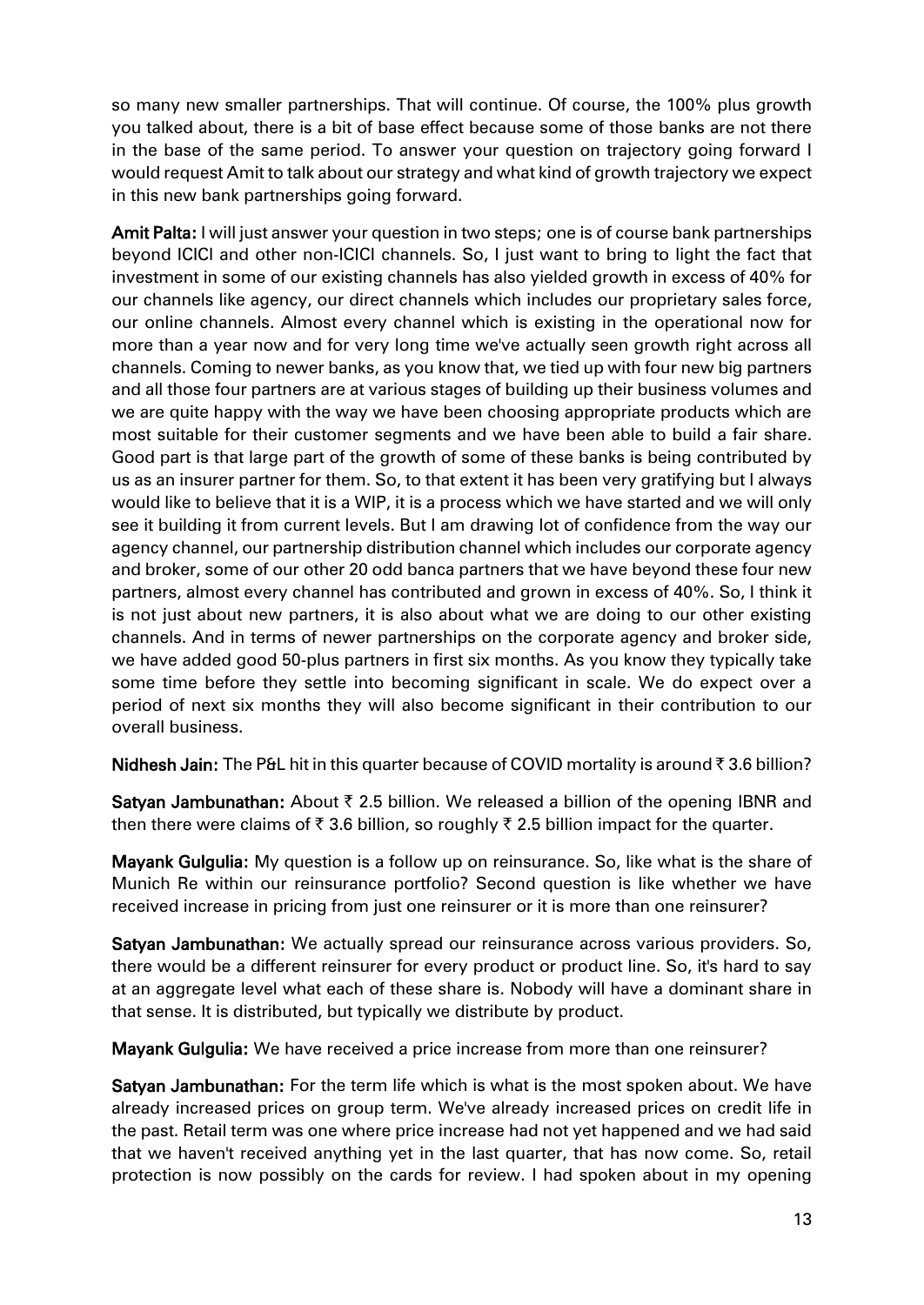so many new smaller partnerships. That will continue. Of course, the 100% plus growth you talked about, there is a bit of base effect because some of those banks are not there in the base of the same period. To answer your question on trajectory going forward I would request Amit to talk about our strategy and what kind of growth trajectory we expect in this new bank partnerships going forward.

**Amit Palta:** I will just answer your question in two steps; one is of course bank partnerships beyond ICICI and other non-ICICI channels. So, I just want to bring to light the fact that investment in some of our existing channels has also yielded growth in excess of 40% for our channels like agency, our direct channels which includes our proprietary sales force, our online channels. Almost every channel which is existing in the operational now for more than a year now and for very long time we've actually seen growth right across all channels. Coming to newer banks, as you know that, we tied up with four new big partners and all those four partners are at various stages of building up their business volumes and we are quite happy with the way we have been choosing appropriate products which are most suitable for their customer segments and we have been able to build a fair share. Good part is that large part of the growth of some of these banks is being contributed by us as an insurer partner for them. So, to that extent it has been very gratifying but I always would like to believe that it is a WIP, it is a process which we have started and we will only see it building it from current levels. But I am drawing lot of confidence from the way our agency channel, our partnership distribution channel which includes our corporate agency and broker, some of our other 20 odd banca partners that we have beyond these four new partners, almost every channel has contributed and grown in excess of 40%. So, I think it is not just about new partners, it is also about what we are doing to our other existing channels. And in terms of newer partnerships on the corporate agency and broker side, we have added good 50-plus partners in first six months. As you know they typically take some time before they settle into becoming significant in scale. We do expect over a period of next six months they will also become significant in their contribution to our overall business.

**Nidhesh Jain:** The P&L hit in this quarter because of COVID mortality is around ₹ 3.6 billion?

**Satyan Jambunathan:** About ₹ 2.5 billion. We released a billion of the opening IBNR and then there were claims of ₹ 3.6 billion, so roughly ₹ 2.5 billion impact for the quarter.

**Mayank Gulgulia:** My question is a follow up on reinsurance. So, like what is the share of Munich Re within our reinsurance portfolio? Second question is like whether we have received increase in pricing from just one reinsurer or it is more than one reinsurer?

**Satyan Jambunathan:** We actually spread our reinsurance across various providers. So, there would be a different reinsurer for every product or product line. So, it's hard to say at an aggregate level what each of these share is. Nobody will have a dominant share in that sense. It is distributed, but typically we distribute by product.

**Mayank Gulgulia:** We have received a price increase from more than one reinsurer?

**Satyan Jambunathan:** For the term life which is what is the most spoken about. We have already increased prices on group term. We've already increased prices on credit life in the past. Retail term was one where price increase had not yet happened and we had said that we haven't received anything yet in the last quarter, that has now come. So, retail protection is now possibly on the cards for review. I had spoken about in my opening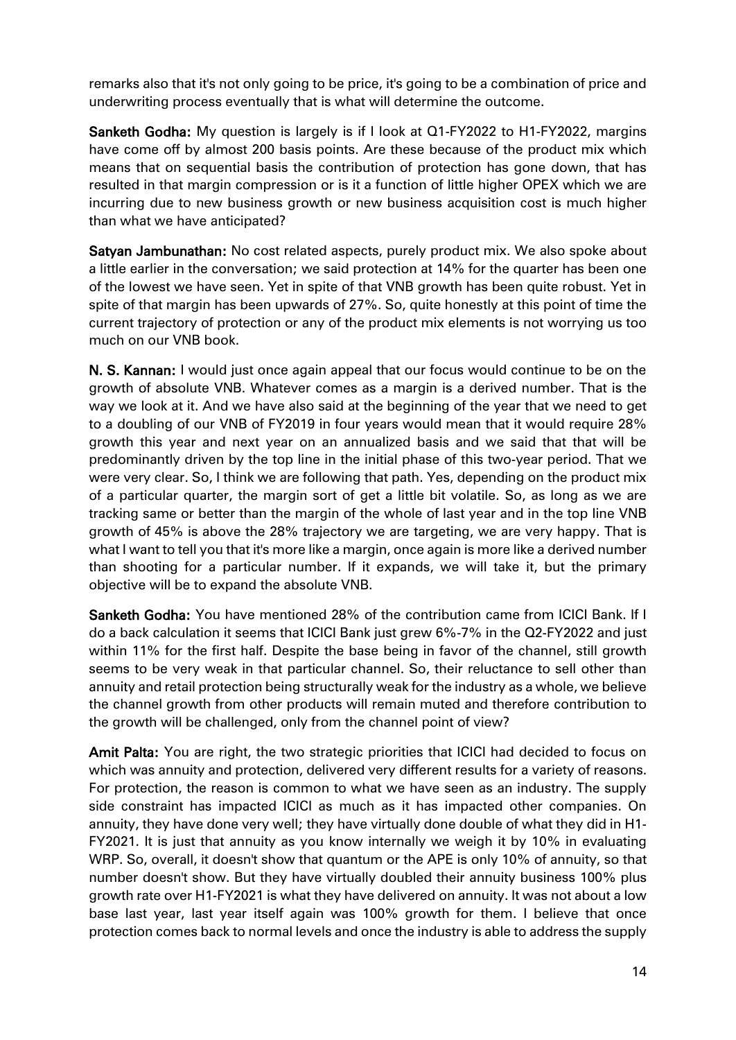remarks also that it's not only going to be price, it's going to be a combination of price and underwriting process eventually that is what will determine the outcome.

**Sanketh Godha:** My question is largely is if I look at Q1-FY2022 to H1-FY2022, margins have come off by almost 200 basis points. Are these because of the product mix which means that on sequential basis the contribution of protection has gone down, that has resulted in that margin compression or is it a function of little higher OPEX which we are incurring due to new business growth or new business acquisition cost is much higher than what we have anticipated?

**Satyan Jambunathan:** No cost related aspects, purely product mix. We also spoke about a little earlier in the conversation; we said protection at 14% for the quarter has been one of the lowest we have seen. Yet in spite of that VNB growth has been quite robust. Yet in spite of that margin has been upwards of 27%. So, quite honestly at this point of time the current trajectory of protection or any of the product mix elements is not worrying us too much on our VNB book.

**N. S. Kannan:** I would just once again appeal that our focus would continue to be on the growth of absolute VNB. Whatever comes as a margin is a derived number. That is the way we look at it. And we have also said at the beginning of the year that we need to get to a doubling of our VNB of FY2019 in four years would mean that it would require 28% growth this year and next year on an annualized basis and we said that that will be predominantly driven by the top line in the initial phase of this two-year period. That we were very clear. So, I think we are following that path. Yes, depending on the product mix of a particular quarter, the margin sort of get a little bit volatile. So, as long as we are tracking same or better than the margin of the whole of last year and in the top line VNB growth of 45% is above the 28% trajectory we are targeting, we are very happy. That is what I want to tell you that it's more like a margin, once again is more like a derived number than shooting for a particular number. If it expands, we will take it, but the primary objective will be to expand the absolute VNB.

**Sanketh Godha:** You have mentioned 28% of the contribution came from ICICI Bank. If I do a back calculation it seems that ICICI Bank just grew 6%-7% in the Q2-FY2022 and just within 11% for the first half. Despite the base being in favor of the channel, still growth seems to be very weak in that particular channel. So, their reluctance to sell other than annuity and retail protection being structurally weak for the industry as a whole, we believe the channel growth from other products will remain muted and therefore contribution to the growth will be challenged, only from the channel point of view?

**Amit Palta:** You are right, the two strategic priorities that ICICI had decided to focus on which was annuity and protection, delivered very different results for a variety of reasons. For protection, the reason is common to what we have seen as an industry. The supply side constraint has impacted ICICI as much as it has impacted other companies. On annuity, they have done very well; they have virtually done double of what they did in H1-FY2021. It is just that annuity as you know internally we weigh it by 10% in evaluating WRP. So, overall, it doesn't show that quantum or the APE is only 10% of annuity, so that number doesn't show. But they have virtually doubled their annuity business 100% plus growth rate over H1-FY2021 is what they have delivered on annuity. It was not about a low base last year, last year itself again was 100% growth for them. I believe that once protection comes back to normal levels and once the industry is able to address the supply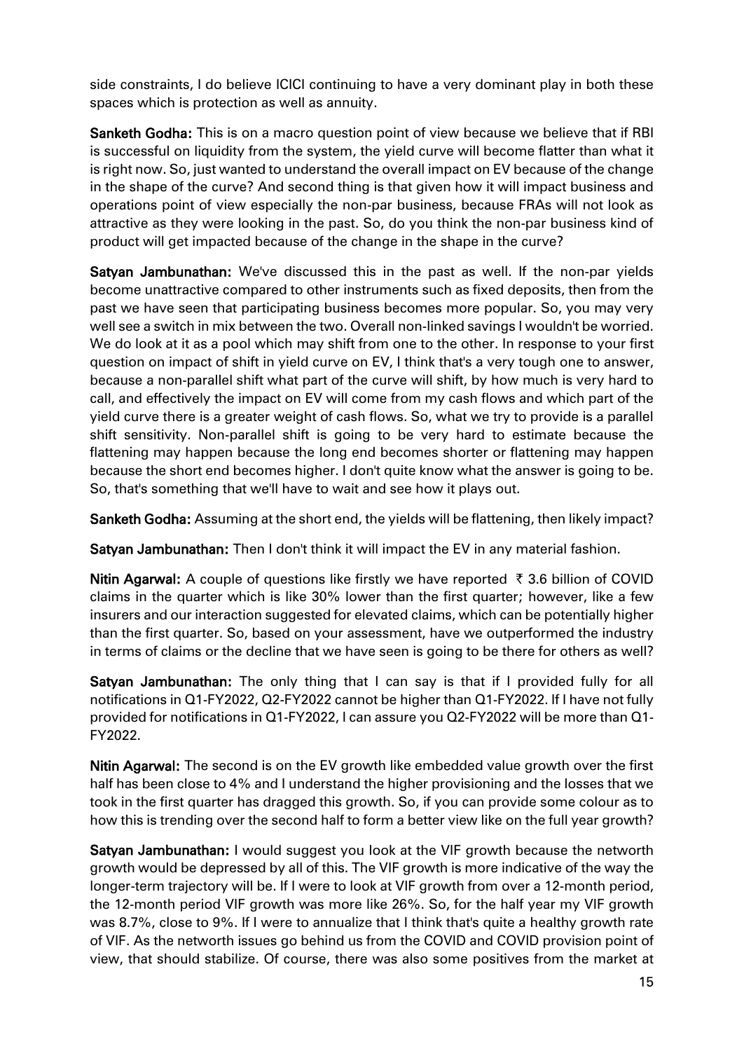side constraints, I do believe ICICI continuing to have a very dominant play in both these spaces which is protection as well as annuity.

**Sanketh Godha:** This is on a macro question point of view because we believe that if RBI is successful on liquidity from the system, the yield curve will become flatter than what it is right now. So, just wanted to understand the overall impact on EV because of the change in the shape of the curve? And second thing is that given how it will impact business and operations point of view especially the non-par business, because FRAs will not look as attractive as they were looking in the past. So, do you think the non-par business kind of product will get impacted because of the change in the shape in the curve?

**Satyan Jambunathan:** We've discussed this in the past as well. If the non-par yields become unattractive compared to other instruments such as fixed deposits, then from the past we have seen that participating business becomes more popular. So, you may very well see a switch in mix between the two. Overall non-linked savings I wouldn't be worried. We do look at it as a pool which may shift from one to the other. In response to your first question on impact of shift in yield curve on EV, I think that's a very tough one to answer, because a non-parallel shift what part of the curve will shift, by how much is very hard to call, and effectively the impact on EV will come from my cash flows and which part of the yield curve there is a greater weight of cash flows. So, what we try to provide is a parallel shift sensitivity. Non-parallel shift is going to be very hard to estimate because the flattening may happen because the long end becomes shorter or flattening may happen because the short end becomes higher. I don't quite know what the answer is going to be. So, that's something that we'll have to wait and see how it plays out.

**Sanketh Godha:** Assuming at the short end, the yields will be flattening, then likely impact?

**Satyan Jambunathan:** Then I don't think it will impact the EV in any material fashion.

**Nitin Agarwal:** A couple of questions like firstly we have reported ₹ 3.6 billion of COVID claims in the quarter which is like 30% lower than the first quarter; however, like a few insurers and our interaction suggested for elevated claims, which can be potentially higher than the first quarter. So, based on your assessment, have we outperformed the industry in terms of claims or the decline that we have seen is going to be there for others as well?

**Satyan Jambunathan:** The only thing that I can say is that if I provided fully for all notifications in Q1-FY2022, Q2-FY2022 cannot be higher than Q1-FY2022. If I have not fully provided for notifications in Q1-FY2022, I can assure you Q2-FY2022 will be more than Q1-FY2022.

**Nitin Agarwal:** The second is on the EV growth like embedded value growth over the first half has been close to 4% and I understand the higher provisioning and the losses that we took in the first quarter has dragged this growth. So, if you can provide some colour as to how this is trending over the second half to form a better view like on the full year growth?

**Satyan Jambunathan:** I would suggest you look at the VIF growth because the networth growth would be depressed by all of this. The VIF growth is more indicative of the way the longer-term trajectory will be. If I were to look at VIF growth from over a 12-month period, the 12-month period VIF growth was more like 26%. So, for the half year my VIF growth was 8.7%, close to 9%. If I were to annualize that I think that's quite a healthy growth rate of VIF. As the networth issues go behind us from the COVID and COVID provision point of view, that should stabilize. Of course, there was also some positives from the market at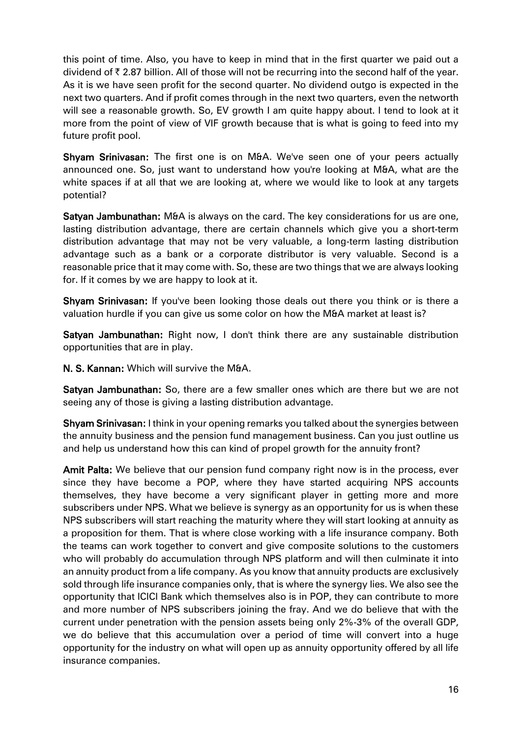this point of time. Also, you have to keep in mind that in the first quarter we paid out a dividend of ₹ 2.87 billion. All of those will not be recurring into the second half of the year. As it is we have seen profit for the second quarter. No dividend outgo is expected in the next two quarters. And if profit comes through in the next two quarters, even the networth will see a reasonable growth. So, EV growth I am quite happy about. I tend to look at it more from the point of view of VIF growth because that is what is going to feed into my future profit pool.

**Shyam Srinivasan:** The first one is on M&A. We've seen one of your peers actually announced one. So, just want to understand how you're looking at M&A, what are the white spaces if at all that we are looking at, where we would like to look at any targets potential?

**Satyan Jambunathan:** M&A is always on the card. The key considerations for us are one, lasting distribution advantage, there are certain channels which give you a short-term distribution advantage that may not be very valuable, a long-term lasting distribution advantage such as a bank or a corporate distributor is very valuable. Second is a reasonable price that it may come with. So, these are two things that we are always looking for. If it comes by we are happy to look at it.

**Shyam Srinivasan:** If you've been looking those deals out there you think or is there a valuation hurdle if you can give us some color on how the M&A market at least is?

**Satyan Jambunathan:** Right now, I don't think there are any sustainable distribution opportunities that are in play.

**N. S. Kannan:** Which will survive the M&A.

**Satyan Jambunathan:** So, there are a few smaller ones which are there but we are not seeing any of those is giving a lasting distribution advantage.

**Shyam Srinivasan:** I think in your opening remarks you talked about the synergies between the annuity business and the pension fund management business. Can you just outline us and help us understand how this can kind of propel growth for the annuity front?

**Amit Palta:** We believe that our pension fund company right now is in the process, ever since they have become a POP, where they have started acquiring NPS accounts themselves, they have become a very significant player in getting more and more subscribers under NPS. What we believe is synergy as an opportunity for us is when these NPS subscribers will start reaching the maturity where they will start looking at annuity as a proposition for them. That is where close working with a life insurance company. Both the teams can work together to convert and give composite solutions to the customers who will probably do accumulation through NPS platform and will then culminate it into an annuity product from a life company. As you know that annuity products are exclusively sold through life insurance companies only, that is where the synergy lies. We also see the opportunity that ICICI Bank which themselves also is in POP, they can contribute to more and more number of NPS subscribers joining the fray. And we do believe that with the current under penetration with the pension assets being only 2%-3% of the overall GDP, we do believe that this accumulation over a period of time will convert into a huge opportunity for the industry on what will open up as annuity opportunity offered by all life insurance companies.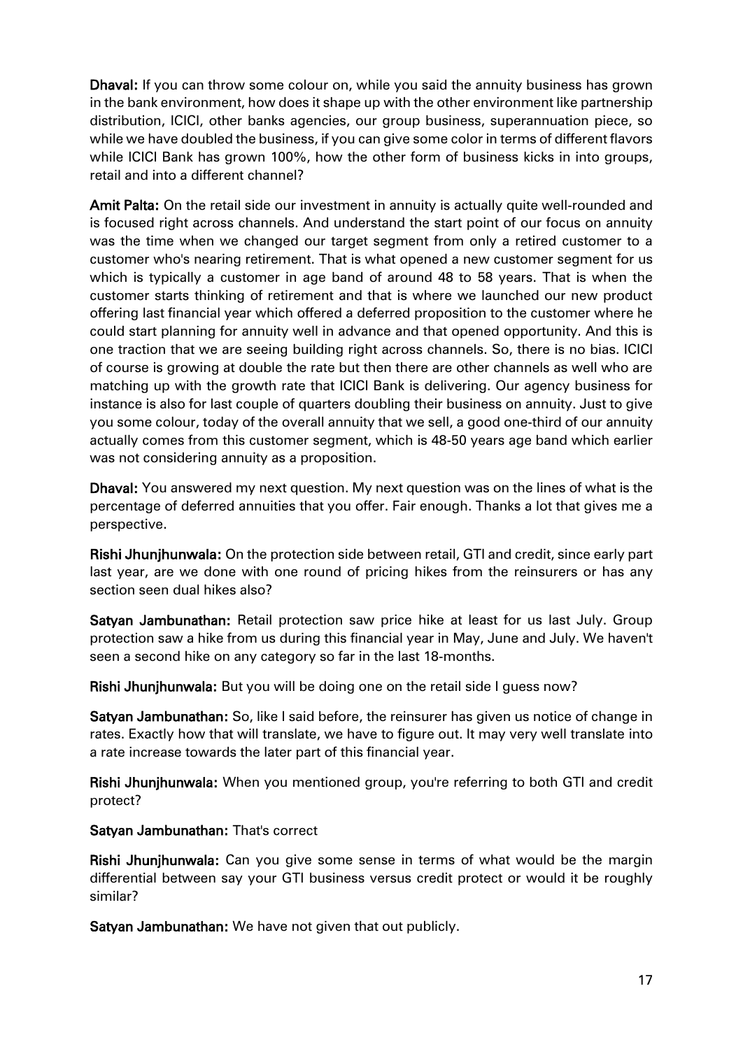**Dhaval:** If you can throw some colour on, while you said the annuity business has grown in the bank environment, how does it shape up with the other environment like partnership distribution, ICICI, other banks agencies, our group business, superannuation piece, so while we have doubled the business, if you can give some color in terms of different flavors while ICICI Bank has grown 100%, how the other form of business kicks in into groups, retail and into a different channel?

**Amit Palta:** On the retail side our investment in annuity is actually quite well-rounded and is focused right across channels. And understand the start point of our focus on annuity was the time when we changed our target segment from only a retired customer to a customer who's nearing retirement. That is what opened a new customer segment for us which is typically a customer in age band of around 48 to 58 years. That is when the customer starts thinking of retirement and that is where we launched our new product offering last financial year which offered a deferred proposition to the customer where he could start planning for annuity well in advance and that opened opportunity. And this is one traction that we are seeing building right across channels. So, there is no bias. ICICI of course is growing at double the rate but then there are other channels as well who are matching up with the growth rate that ICICI Bank is delivering. Our agency business for instance is also for last couple of quarters doubling their business on annuity. Just to give you some colour, today of the overall annuity that we sell, a good one-third of our annuity actually comes from this customer segment, which is 48-50 years age band which earlier was not considering annuity as a proposition.

**Dhaval:** You answered my next question. My next question was on the lines of what is the percentage of deferred annuities that you offer. Fair enough. Thanks a lot that gives me a perspective.

**Rishi Jhunjhunwala:** On the protection side between retail, GTI and credit, since early part last year, are we done with one round of pricing hikes from the reinsurers or has any section seen dual hikes also?

**Satyan Jambunathan:** Retail protection saw price hike at least for us last July. Group protection saw a hike from us during this financial year in May, June and July. We haven't seen a second hike on any category so far in the last 18-months.

**Rishi Jhunjhunwala:** But you will be doing one on the retail side I guess now?

**Satyan Jambunathan:** So, like I said before, the reinsurer has given us notice of change in rates. Exactly how that will translate, we have to figure out. It may very well translate into a rate increase towards the later part of this financial year.

**Rishi Jhunjhunwala:** When you mentioned group, you're referring to both GTI and credit protect?

**Satyan Jambunathan:** That's correct

**Rishi Jhunjhunwala:** Can you give some sense in terms of what would be the margin differential between say your GTI business versus credit protect or would it be roughly similar?

**Satyan Jambunathan:** We have not given that out publicly.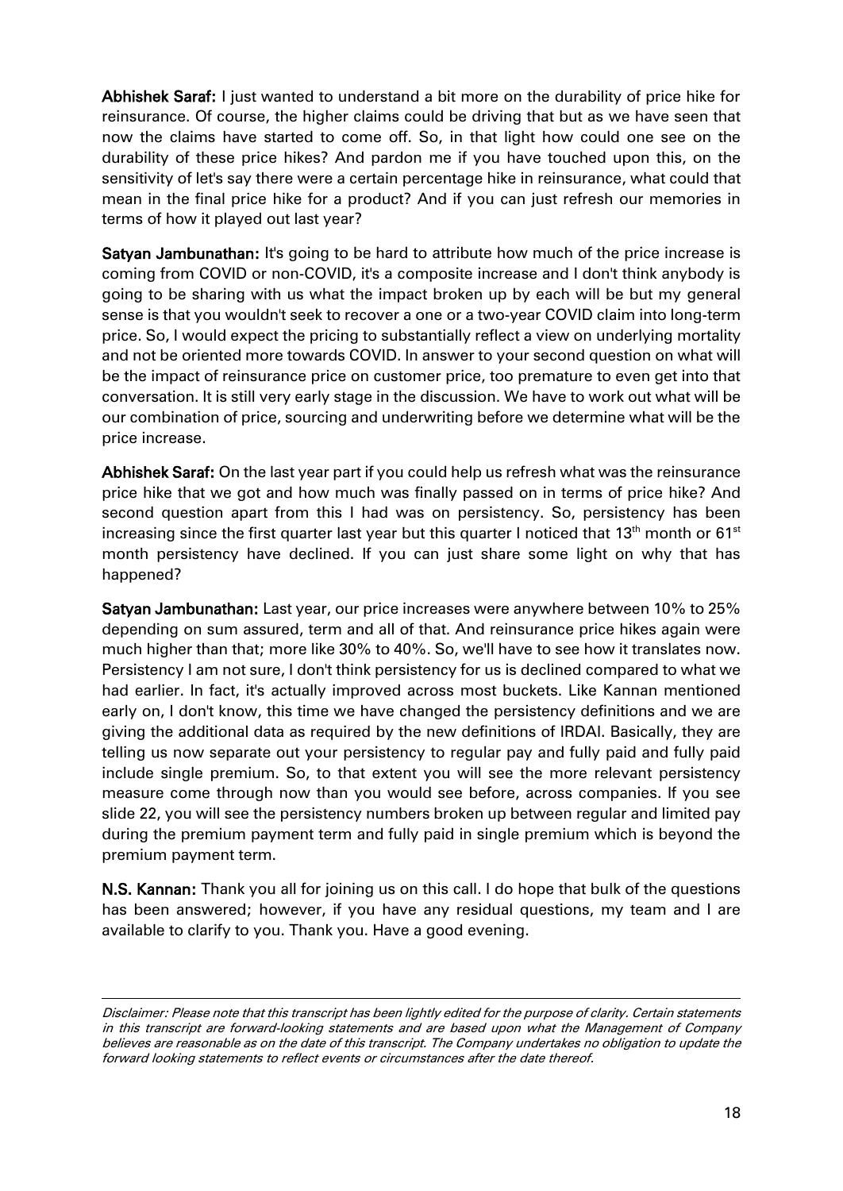**Abhishek Saraf:** I just wanted to understand a bit more on the durability of price hike for reinsurance. Of course, the higher claims could be driving that but as we have seen that now the claims have started to come off. So, in that light how could one see on the durability of these price hikes? And pardon me if you have touched upon this, on the sensitivity of let's say there were a certain percentage hike in reinsurance, what could that mean in the final price hike for a product? And if you can just refresh our memories in terms of how it played out last year?

**Satyan Jambunathan:** It's going to be hard to attribute how much of the price increase is coming from COVID or non-COVID, it's a composite increase and I don't think anybody is going to be sharing with us what the impact broken up by each will be but my general sense is that you wouldn't seek to recover a one or a two-year COVID claim into long-term price. So, I would expect the pricing to substantially reflect a view on underlying mortality and not be oriented more towards COVID. In answer to your second question on what will be the impact of reinsurance price on customer price, too premature to even get into that conversation. It is still very early stage in the discussion. We have to work out what will be our combination of price, sourcing and underwriting before we determine what will be the price increase.

**Abhishek Saraf:** On the last year part if you could help us refresh what was the reinsurance price hike that we got and how much was finally passed on in terms of price hike? And second question apart from this I had was on persistency. So, persistency has been increasing since the first quarter last year but this quarter I noticed that 13th month or 61st month persistency have declined. If you can just share some light on why that has happened?

**Satyan Jambunathan:** Last year, our price increases were anywhere between 10% to 25% depending on sum assured, term and all of that. And reinsurance price hikes again were much higher than that; more like 30% to 40%. So, we'll have to see how it translates now. Persistency I am not sure, I don't think persistency for us is declined compared to what we had earlier. In fact, it's actually improved across most buckets. Like Kannan mentioned early on, I don't know, this time we have changed the persistency definitions and we are giving the additional data as required by the new definitions of IRDAI. Basically, they are telling us now separate out your persistency to regular pay and fully paid and fully paid include single premium. So, to that extent you will see the more relevant persistency measure come through now than you would see before, across companies. If you see slide 22, you will see the persistency numbers broken up between regular and limited pay during the premium payment term and fully paid in single premium which is beyond the premium payment term.

**N.S. Kannan:** Thank you all for joining us on this call. I do hope that bulk of the questions has been answered; however, if you have any residual questions, my team and I are available to clarify to you. Thank you. Have a good evening.

---

*Disclaimer: Please note that this transcript has been lightly edited for the purpose of clarity. Certain statements in this transcript are forward-looking statements and are based upon what the Management of Company believes are reasonable as on the date of this transcript. The Company undertakes no obligation to update the forward looking statements to reflect events or circumstances after the date thereof.*